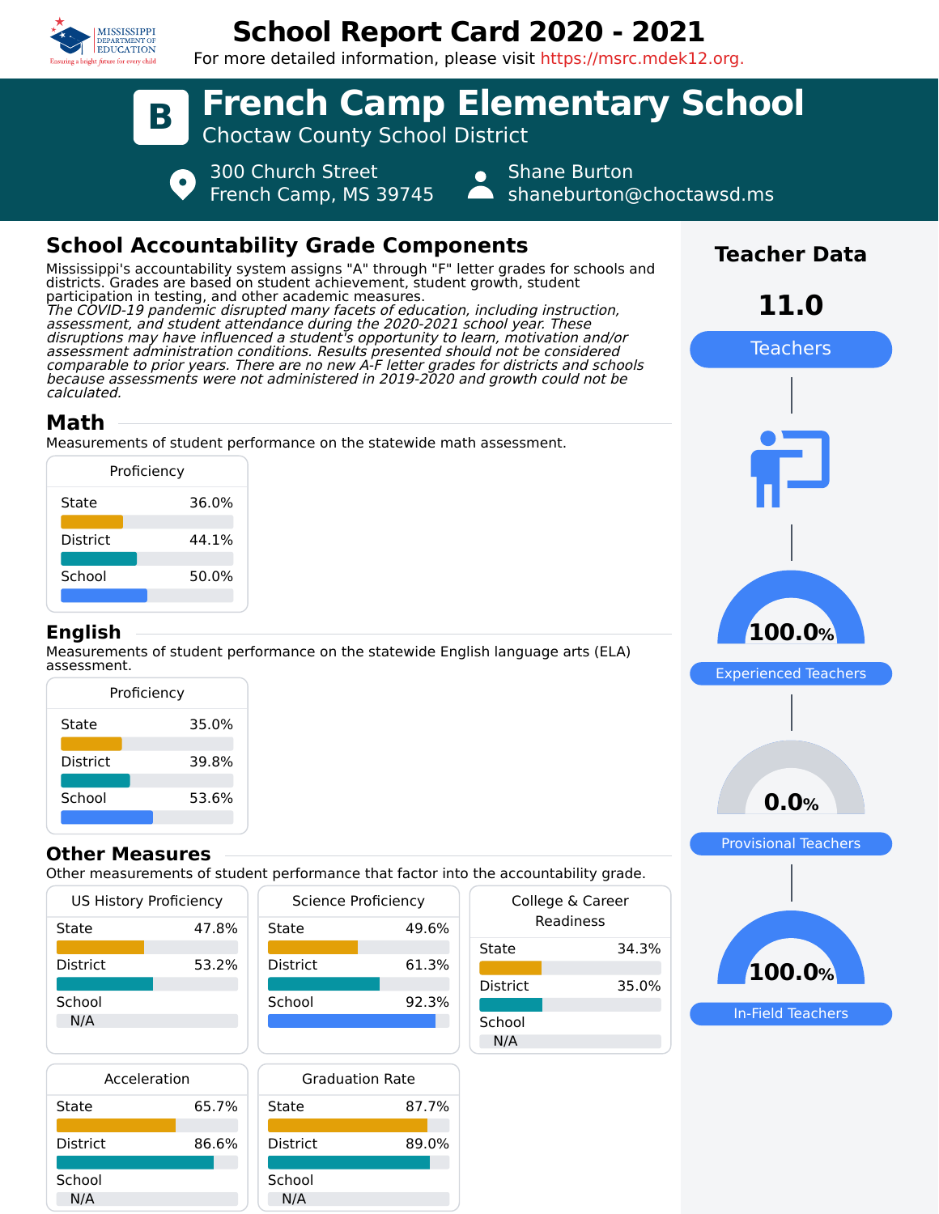# School Report Card 2020 - 2021

For more detailed information, please visit https://msrc.mdek12.org.

## B French Camp Elementary School

Choctaw County School District

300 Church Street
French Camp, MS 39745

Shane Burton
shaneburton@choctawsd.ms

## School Accountability Grade Components

Mississippi's accountability system assigns "A" through "F" letter grades for schools and districts. Grades are based on student achievement, student growth, student participation in testing, and other academic measures.

*The COVID-19 pandemic disrupted many facets of education, including instruction, assessment, and student attendance during the 2020-2021 school year. These disruptions may have influenced a student's opportunity to learn, motivation and/or assessment administration conditions. Results presented should not be considered comparable to prior years. There are no new A-F letter grades for districts and schools because assessments were not administered in 2019-2020 and growth could not be calculated.*

### Math

Measurements of student performance on the statewide math assessment.

| Proficiency | |
|---|---|
| State | 36.0% |
| District | 44.1% |
| School | 50.0% |

### English

Measurements of student performance on the statewide English language arts (ELA) assessment.

| Proficiency | |
|---|---|
| State | 35.0% |
| District | 39.8% |
| School | 53.6% |

### Other Measures

Other measurements of student performance that factor into the accountability grade.

| US History Proficiency | |
|---|---|
| State | 47.8% |
| District | 53.2% |
| School | N/A |

| Science Proficiency | |
|---|---|
| State | 49.6% |
| District | 61.3% |
| School | 92.3% |

| College & Career Readiness | |
|---|---|
| State | 34.3% |
| District | 35.0% |
| School | N/A |

| Acceleration | |
|---|---|
| State | 65.7% |
| District | 86.6% |
| School | N/A |

| Graduation Rate | |
|---|---|
| State | 87.7% |
| District | 89.0% |
| School | N/A |

## Teacher Data

**11.0** Teachers

**100.0%** Experienced Teachers

**0.0%** Provisional Teachers

**100.0%** In-Field Teachers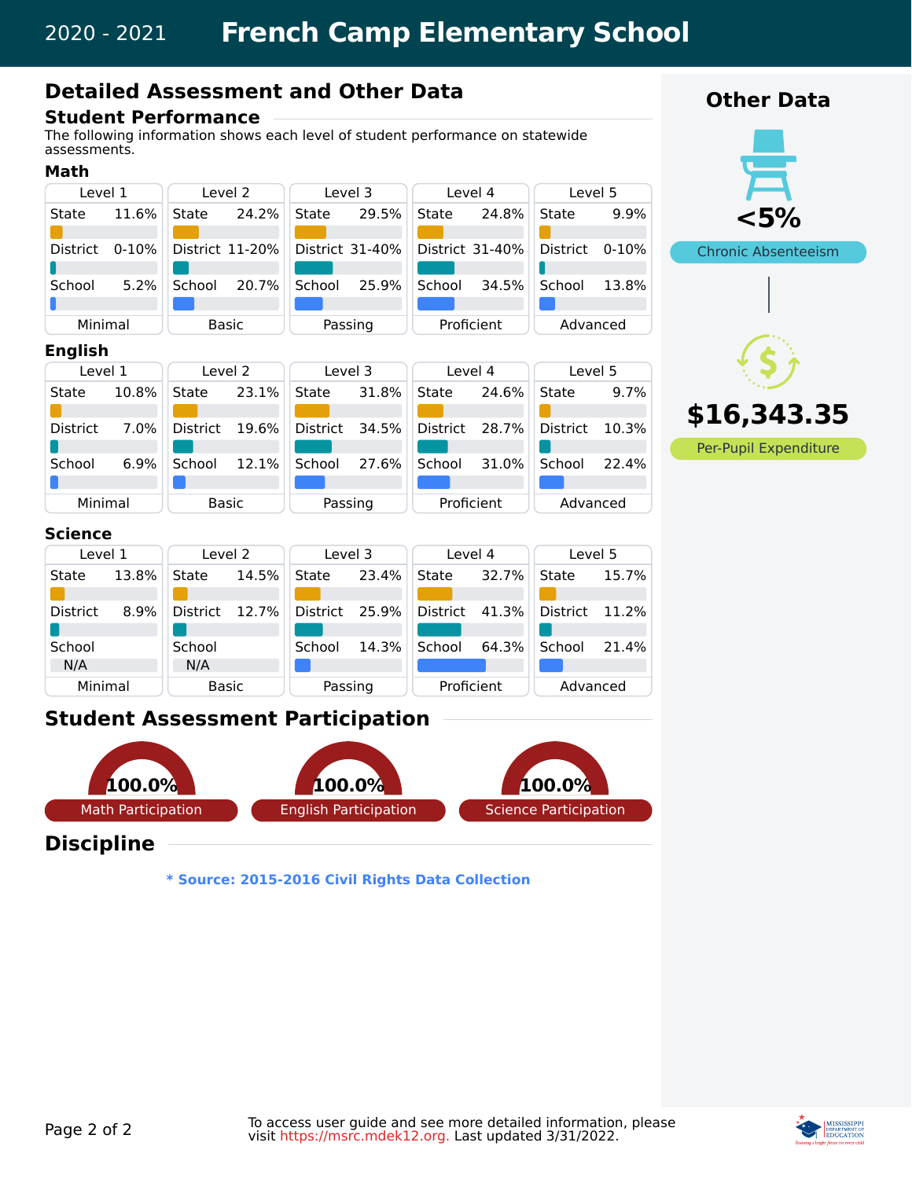# 2020 - 2021 French Camp Elementary School

## Detailed Assessment and Other Data

### Student Performance

The following information shows each level of student performance on statewide assessments.

#### Math

| | Level 1 (Minimal) | Level 2 (Basic) | Level 3 (Passing) | Level 4 (Proficient) | Level 5 (Advanced) |
|---|---|---|---|---|---|
| State | 11.6% | 24.2% | 29.5% | 24.8% | 9.9% |
| District | 0-10% | 11-20% | 31-40% | 31-40% | 0-10% |
| School | 5.2% | 20.7% | 25.9% | 34.5% | 13.8% |

#### English

| | Level 1 (Minimal) | Level 2 (Basic) | Level 3 (Passing) | Level 4 (Proficient) | Level 5 (Advanced) |
|---|---|---|---|---|---|
| State | 10.8% | 23.1% | 31.8% | 24.6% | 9.7% |
| District | 7.0% | 19.6% | 34.5% | 28.7% | 10.3% |
| School | 6.9% | 12.1% | 27.6% | 31.0% | 22.4% |

#### Science

| | Level 1 (Minimal) | Level 2 (Basic) | Level 3 (Passing) | Level 4 (Proficient) | Level 5 (Advanced) |
|---|---|---|---|---|---|
| State | 13.8% | 14.5% | 23.4% | 32.7% | 15.7% |
| District | 8.9% | 12.7% | 25.9% | 41.3% | 11.2% |
| School | N/A | N/A | 14.3% | 64.3% | 21.4% |

### Student Assessment Participation

100.0%
Math Participation

100.0%
English Participation

100.0%
Science Participation

### Discipline

**\* Source: 2015-2016 Civil Rights Data Collection**

## Other Data

<5%
Chronic Absenteeism

$16,343.35
Per-Pupil Expenditure

To access user guide and see more detailed information, please visit https://msrc.mdek12.org. Last updated 3/31/2022.